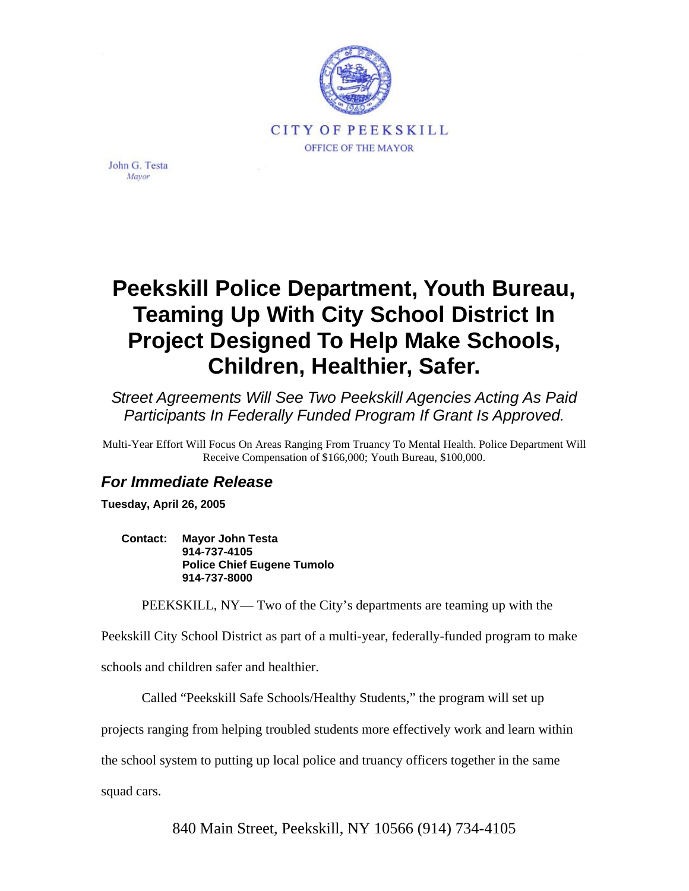CITY OF PEEKSKILL

OFFICE OF THE MAYOR

John G. Testa
*Mayor*

# Peekskill Police Department, Youth Bureau, Teaming Up With City School District In Project Designed To Help Make Schools, Children, Healthier, Safer.

*Street Agreements Will See Two Peekskill Agencies Acting As Paid Participants In Federally Funded Program If Grant Is Approved.*

Multi-Year Effort Will Focus On Areas Ranging From Truancy To Mental Health. Police Department Will Receive Compensation of $166,000; Youth Bureau, $100,000.

## *For Immediate Release*

**Tuesday, April 26, 2005**

**Contact:** **Mayor John Testa**
**914-737-4105**
**Police Chief Eugene Tumolo**
**914-737-8000**

PEEKSKILL, NY— Two of the City's departments are teaming up with the Peekskill City School District as part of a multi-year, federally-funded program to make schools and children safer and healthier.

Called "Peekskill Safe Schools/Healthy Students," the program will set up projects ranging from helping troubled students more effectively work and learn within the school system to putting up local police and truancy officers together in the same squad cars.

840 Main Street, Peekskill, NY 10566 (914) 734-4105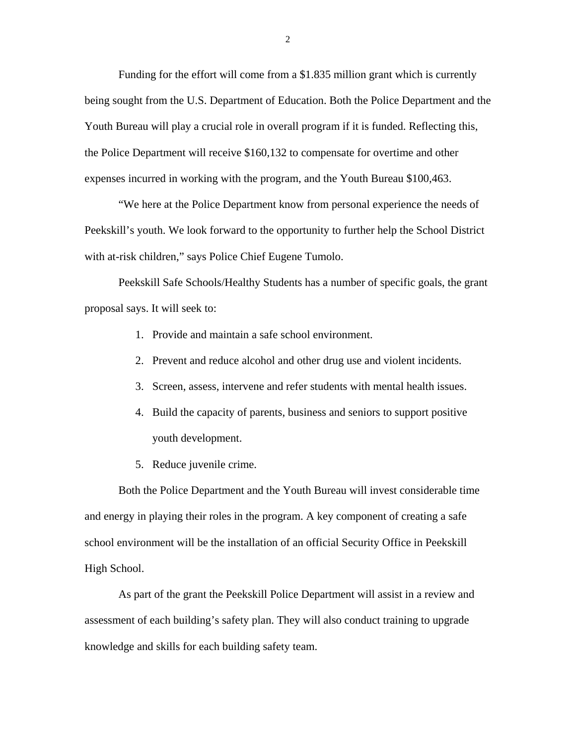Funding for the effort will come from a $1.835 million grant which is currently being sought from the U.S. Department of Education. Both the Police Department and the Youth Bureau will play a crucial role in overall program if it is funded. Reflecting this, the Police Department will receive $160,132 to compensate for overtime and other expenses incurred in working with the program, and the Youth Bureau $100,463.

"We here at the Police Department know from personal experience the needs of Peekskill's youth. We look forward to the opportunity to further help the School District with at-risk children," says Police Chief Eugene Tumolo.

Peekskill Safe Schools/Healthy Students has a number of specific goals, the grant proposal says. It will seek to:

1. Provide and maintain a safe school environment.
2. Prevent and reduce alcohol and other drug use and violent incidents.
3. Screen, assess, intervene and refer students with mental health issues.
4. Build the capacity of parents, business and seniors to support positive youth development.
5. Reduce juvenile crime.

Both the Police Department and the Youth Bureau will invest considerable time and energy in playing their roles in the program. A key component of creating a safe school environment will be the installation of an official Security Office in Peekskill High School.

As part of the grant the Peekskill Police Department will assist in a review and assessment of each building's safety plan. They will also conduct training to upgrade knowledge and skills for each building safety team.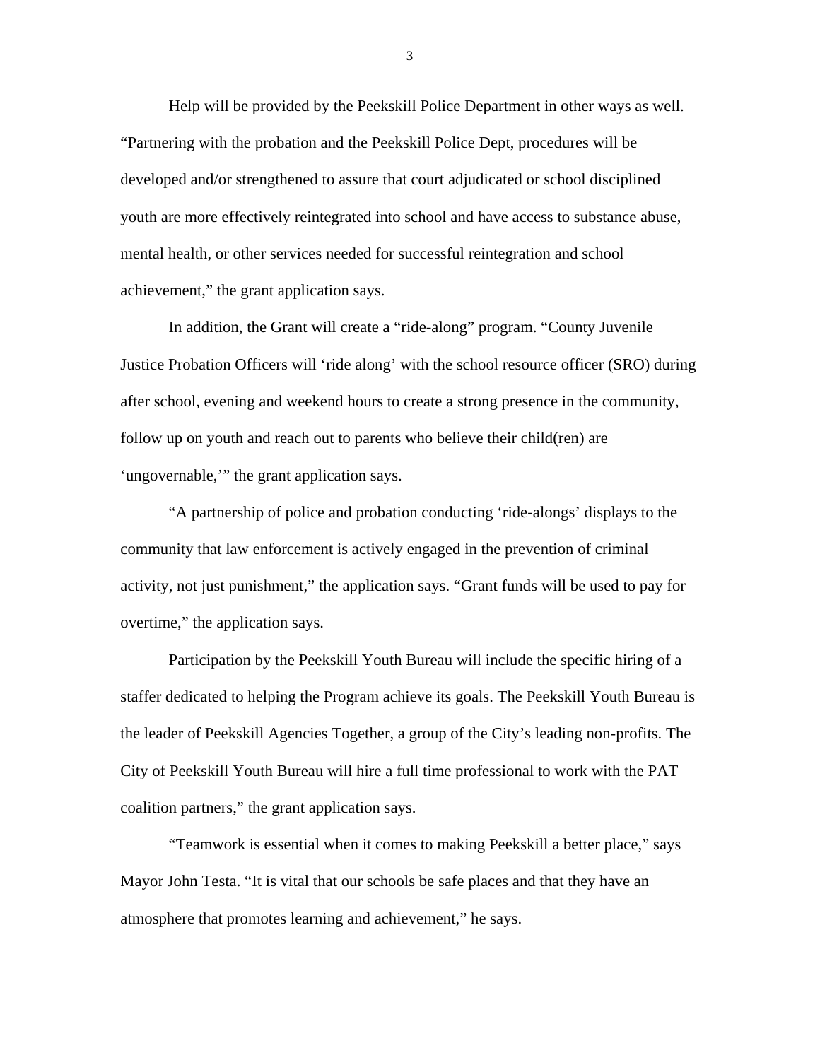Help will be provided by the Peekskill Police Department in other ways as well. "Partnering with the probation and the Peekskill Police Dept, procedures will be developed and/or strengthened to assure that court adjudicated or school disciplined youth are more effectively reintegrated into school and have access to substance abuse, mental health, or other services needed for successful reintegration and school achievement," the grant application says.

In addition, the Grant will create a "ride-along" program. "County Juvenile Justice Probation Officers will 'ride along' with the school resource officer (SRO) during after school, evening and weekend hours to create a strong presence in the community, follow up on youth and reach out to parents who believe their child(ren) are 'ungovernable,'" the grant application says.

"A partnership of police and probation conducting 'ride-alongs' displays to the community that law enforcement is actively engaged in the prevention of criminal activity, not just punishment," the application says. "Grant funds will be used to pay for overtime," the application says.

Participation by the Peekskill Youth Bureau will include the specific hiring of a staffer dedicated to helping the Program achieve its goals. The Peekskill Youth Bureau is the leader of Peekskill Agencies Together, a group of the City's leading non-profits. The City of Peekskill Youth Bureau will hire a full time professional to work with the PAT coalition partners," the grant application says.

"Teamwork is essential when it comes to making Peekskill a better place," says Mayor John Testa. "It is vital that our schools be safe places and that they have an atmosphere that promotes learning and achievement," he says.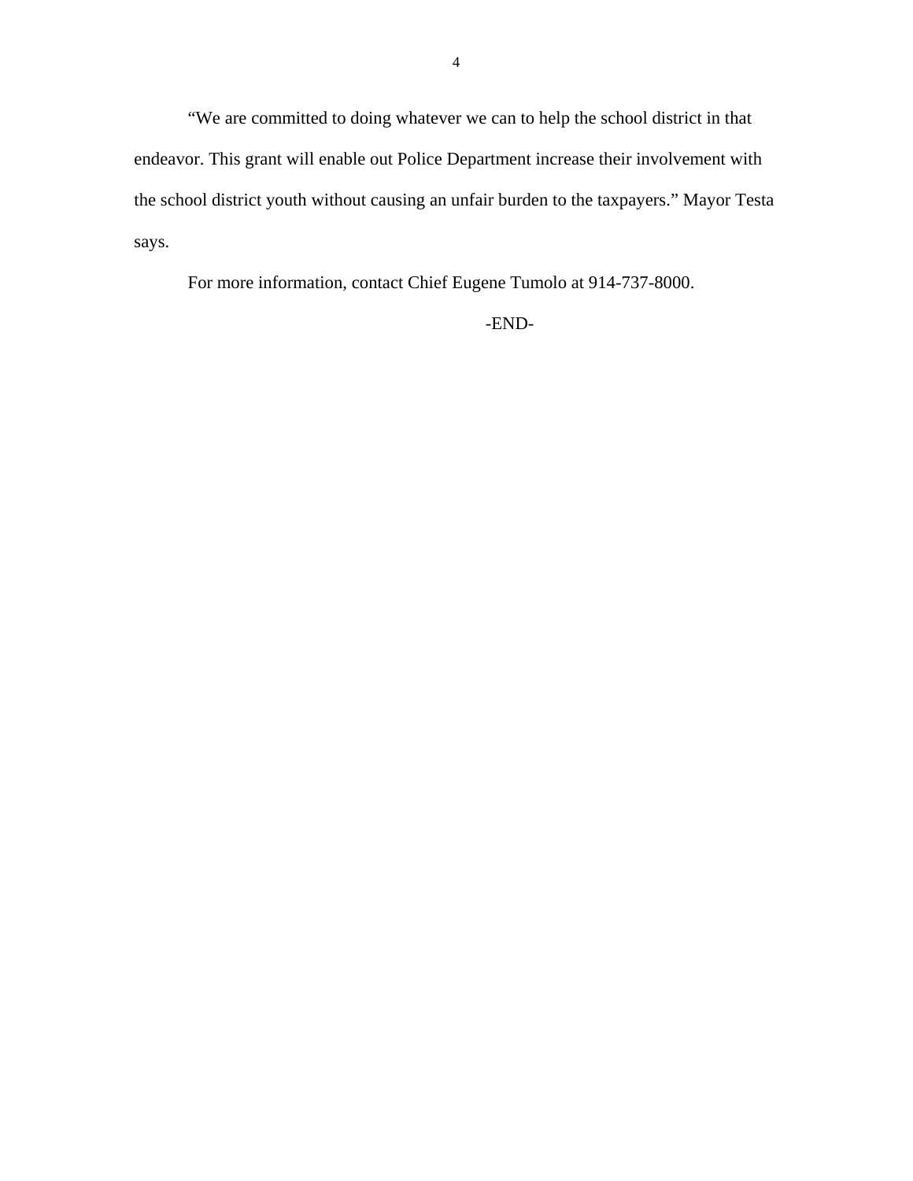"We are committed to doing whatever we can to help the school district in that endeavor. This grant will enable out Police Department increase their involvement with the school district youth without causing an unfair burden to the taxpayers." Mayor Testa says.

For more information, contact Chief Eugene Tumolo at 914-737-8000.

-END-